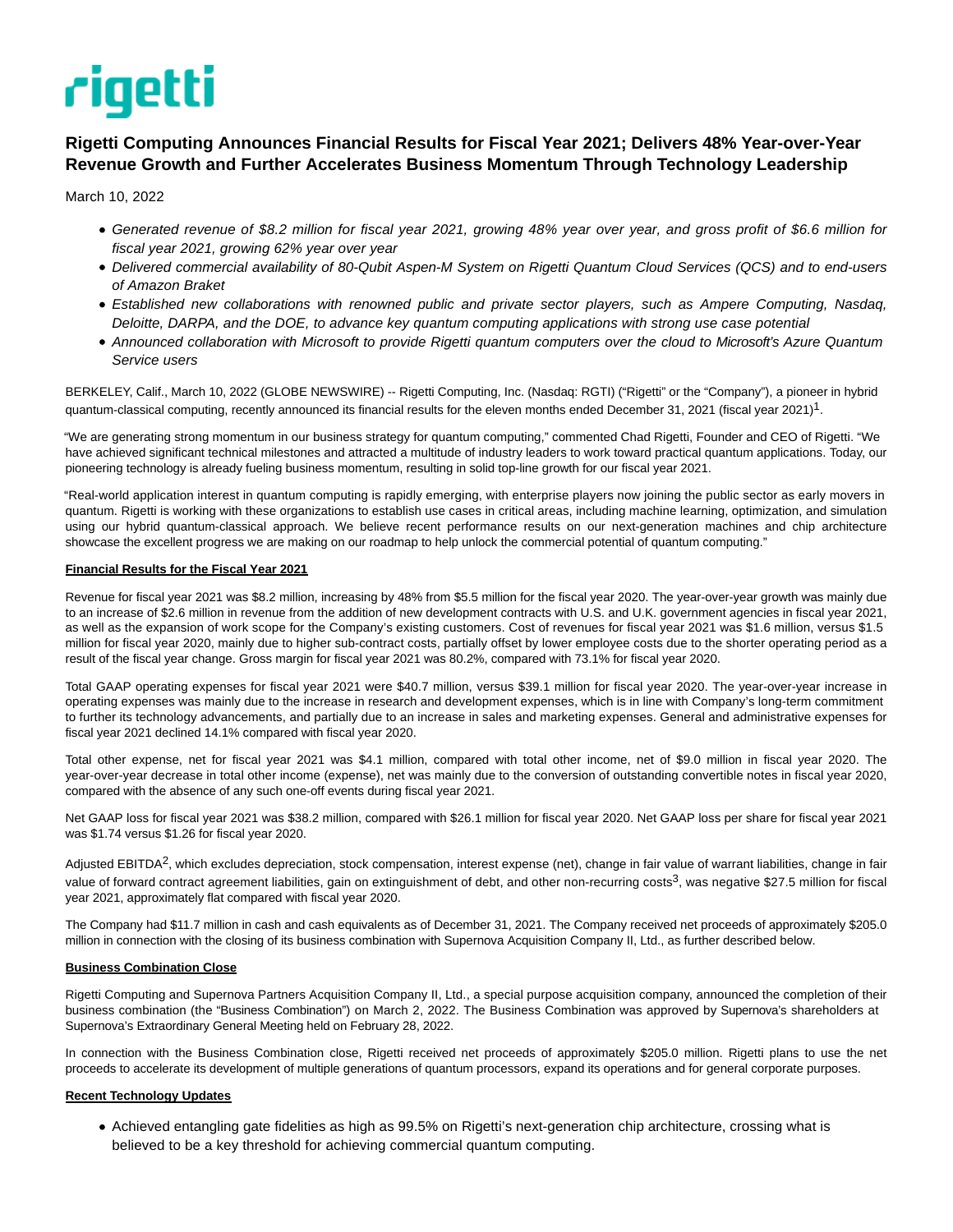rigetti

# Rigetti Computing Announces Financial Results for Fiscal Year 2021; Delivers 48% Year-over-Year Revenue Growth and Further Accelerates Business Momentum Through Technology Leadership

March 10, 2022

- *Generated revenue of $8.2 million for fiscal year 2021, growing 48% year over year, and gross profit of $6.6 million for fiscal year 2021, growing 62% year over year*
- *Delivered commercial availability of 80-Qubit Aspen-M System on Rigetti Quantum Cloud Services (QCS) and to end-users of Amazon Braket*
- *Established new collaborations with renowned public and private sector players, such as Ampere Computing, Nasdaq, Deloitte, DARPA, and the DOE, to advance key quantum computing applications with strong use case potential*
- *Announced collaboration with Microsoft to provide Rigetti quantum computers over the cloud to Microsoft's Azure Quantum Service users*

BERKELEY, Calif., March 10, 2022 (GLOBE NEWSWIRE) -- Rigetti Computing, Inc. (Nasdaq: RGTI) ("Rigetti" or the "Company"), a pioneer in hybrid quantum-classical computing, recently announced its financial results for the eleven months ended December 31, 2021 (fiscal year 2021)[1].

"We are generating strong momentum in our business strategy for quantum computing," commented Chad Rigetti, Founder and CEO of Rigetti. "We have achieved significant technical milestones and attracted a multitude of industry leaders to work toward practical quantum applications. Today, our pioneering technology is already fueling business momentum, resulting in solid top-line growth for our fiscal year 2021.

"Real-world application interest in quantum computing is rapidly emerging, with enterprise players now joining the public sector as early movers in quantum. Rigetti is working with these organizations to establish use cases in critical areas, including machine learning, optimization, and simulation using our hybrid quantum-classical approach. We believe recent performance results on our next-generation machines and chip architecture showcase the excellent progress we are making on our roadmap to help unlock the commercial potential of quantum computing."

**Financial Results for the Fiscal Year 2021**

Revenue for fiscal year 2021 was $8.2 million, increasing by 48% from $5.5 million for the fiscal year 2020. The year-over-year growth was mainly due to an increase of $2.6 million in revenue from the addition of new development contracts with U.S. and U.K. government agencies in fiscal year 2021, as well as the expansion of work scope for the Company's existing customers. Cost of revenues for fiscal year 2021 was $1.6 million, versus $1.5 million for fiscal year 2020, mainly due to higher sub-contract costs, partially offset by lower employee costs due to the shorter operating period as a result of the fiscal year change. Gross margin for fiscal year 2021 was 80.2%, compared with 73.1% for fiscal year 2020.

Total GAAP operating expenses for fiscal year 2021 were $40.7 million, versus $39.1 million for fiscal year 2020. The year-over-year increase in operating expenses was mainly due to the increase in research and development expenses, which is in line with Company's long-term commitment to further its technology advancements, and partially due to an increase in sales and marketing expenses. General and administrative expenses for fiscal year 2021 declined 14.1% compared with fiscal year 2020.

Total other expense, net for fiscal year 2021 was $4.1 million, compared with total other income, net of $9.0 million in fiscal year 2020. The year-over-year decrease in total other income (expense), net was mainly due to the conversion of outstanding convertible notes in fiscal year 2020, compared with the absence of any such one-off events during fiscal year 2021.

Net GAAP loss for fiscal year 2021 was $38.2 million, compared with $26.1 million for fiscal year 2020. Net GAAP loss per share for fiscal year 2021 was $1.74 versus $1.26 for fiscal year 2020.

Adjusted EBITDA[2], which excludes depreciation, stock compensation, interest expense (net), change in fair value of warrant liabilities, change in fair value of forward contract agreement liabilities, gain on extinguishment of debt, and other non-recurring costs[3], was negative $27.5 million for fiscal year 2021, approximately flat compared with fiscal year 2020.

The Company had $11.7 million in cash and cash equivalents as of December 31, 2021. The Company received net proceeds of approximately $205.0 million in connection with the closing of its business combination with Supernova Acquisition Company II, Ltd., as further described below.

**Business Combination Close**

Rigetti Computing and Supernova Partners Acquisition Company II, Ltd., a special purpose acquisition company, announced the completion of their business combination (the "Business Combination") on March 2, 2022. The Business Combination was approved by Supernova's shareholders at Supernova's Extraordinary General Meeting held on February 28, 2022.

In connection with the Business Combination close, Rigetti received net proceeds of approximately $205.0 million. Rigetti plans to use the net proceeds to accelerate its development of multiple generations of quantum processors, expand its operations and for general corporate purposes.

**Recent Technology Updates**

- Achieved entangling gate fidelities as high as 99.5% on Rigetti's next-generation chip architecture, crossing what is believed to be a key threshold for achieving commercial quantum computing.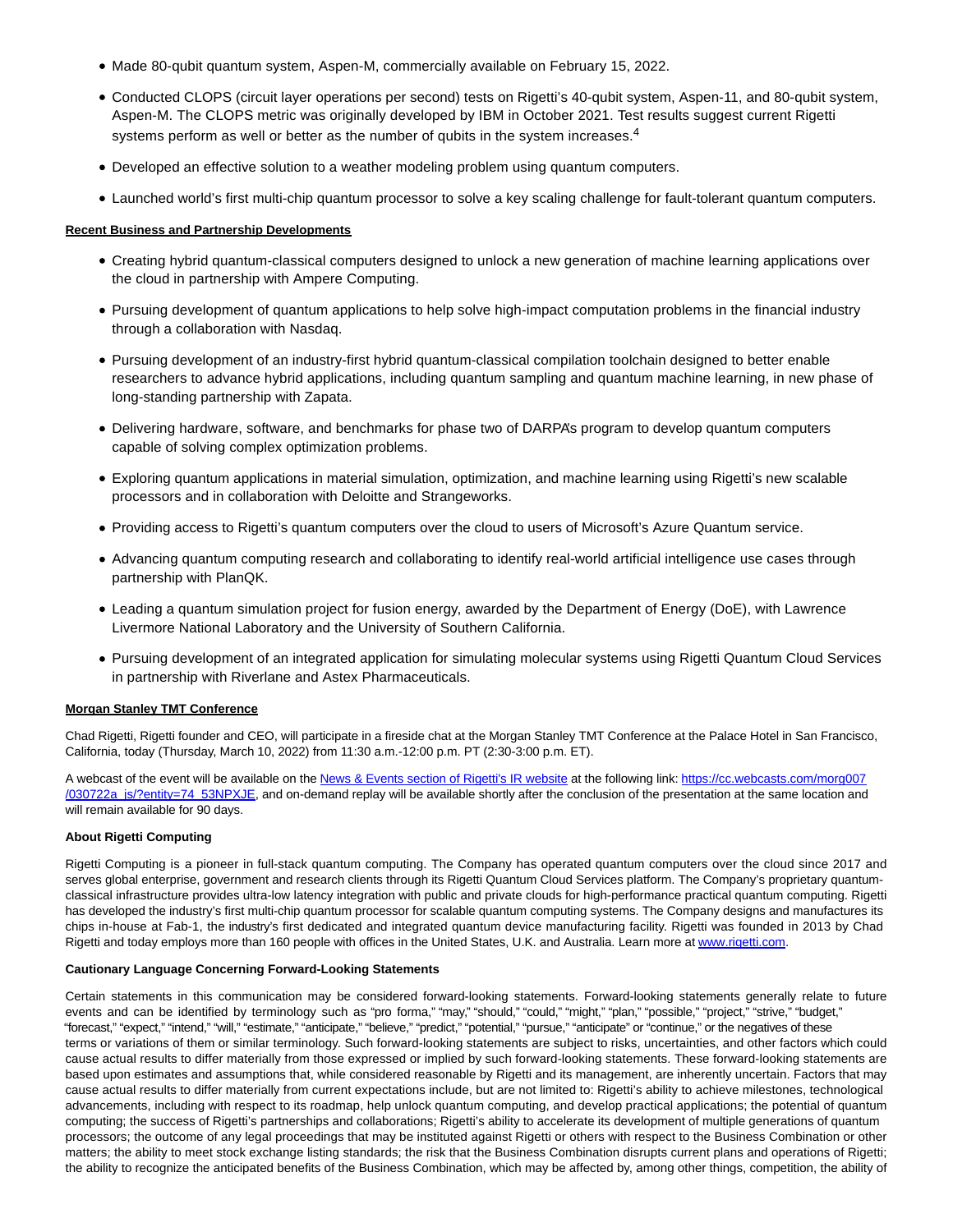- Made 80-qubit quantum system, Aspen-M, commercially available on February 15, 2022.
- Conducted CLOPS (circuit layer operations per second) tests on Rigetti's 40-qubit system, Aspen-11, and 80-qubit system, Aspen-M. The CLOPS metric was originally developed by IBM in October 2021. Test results suggest current Rigetti systems perform as well or better as the number of qubits in the system increases.[4]
- Developed an effective solution to a weather modeling problem using quantum computers.
- Launched world's first multi-chip quantum processor to solve a key scaling challenge for fault-tolerant quantum computers.

**Recent Business and Partnership Developments**

- Creating hybrid quantum-classical computers designed to unlock a new generation of machine learning applications over the cloud in partnership with Ampere Computing.
- Pursuing development of quantum applications to help solve high-impact computation problems in the financial industry through a collaboration with Nasdaq.
- Pursuing development of an industry-first hybrid quantum-classical compilation toolchain designed to better enable researchers to advance hybrid applications, including quantum sampling and quantum machine learning, in new phase of long-standing partnership with Zapata.
- Delivering hardware, software, and benchmarks for phase two of DARPA's program to develop quantum computers capable of solving complex optimization problems.
- Exploring quantum applications in material simulation, optimization, and machine learning using Rigetti's new scalable processors and in collaboration with Deloitte and Strangeworks.
- Providing access to Rigetti's quantum computers over the cloud to users of Microsoft's Azure Quantum service.
- Advancing quantum computing research and collaborating to identify real-world artificial intelligence use cases through partnership with PlanQK.
- Leading a quantum simulation project for fusion energy, awarded by the Department of Energy (DoE), with Lawrence Livermore National Laboratory and the University of Southern California.
- Pursuing development of an integrated application for simulating molecular systems using Rigetti Quantum Cloud Services in partnership with Riverlane and Astex Pharmaceuticals.

**Morgan Stanley TMT Conference**

Chad Rigetti, Rigetti founder and CEO, will participate in a fireside chat at the Morgan Stanley TMT Conference at the Palace Hotel in San Francisco, California, today (Thursday, March 10, 2022) from 11:30 a.m.-12:00 p.m. PT (2:30-3:00 p.m. ET).

A webcast of the event will be available on the News & Events section of Rigetti's IR website at the following link: https://cc.webcasts.com/morg007/030722a_js/?entity=74_53NPXJE, and on-demand replay will be available shortly after the conclusion of the presentation at the same location and will remain available for 90 days.

**About Rigetti Computing**

Rigetti Computing is a pioneer in full-stack quantum computing. The Company has operated quantum computers over the cloud since 2017 and serves global enterprise, government and research clients through its Rigetti Quantum Cloud Services platform. The Company's proprietary quantum-classical infrastructure provides ultra-low latency integration with public and private clouds for high-performance practical quantum computing. Rigetti has developed the industry's first multi-chip quantum processor for scalable quantum computing systems. The Company designs and manufactures its chips in-house at Fab-1, the industry's first dedicated and integrated quantum device manufacturing facility. Rigetti was founded in 2013 by Chad Rigetti and today employs more than 160 people with offices in the United States, U.K. and Australia. Learn more at www.rigetti.com.

**Cautionary Language Concerning Forward-Looking Statements**

Certain statements in this communication may be considered forward-looking statements. Forward-looking statements generally relate to future events and can be identified by terminology such as "pro forma," "may," "should," "could," "might," "plan," "possible," "project," "strive," "budget," "forecast," "expect," "intend," "will," "estimate," "anticipate," "believe," "predict," "potential," "pursue," "anticipate" or "continue," or the negatives of these terms or variations of them or similar terminology. Such forward-looking statements are subject to risks, uncertainties, and other factors which could cause actual results to differ materially from those expressed or implied by such forward-looking statements. These forward-looking statements are based upon estimates and assumptions that, while considered reasonable by Rigetti and its management, are inherently uncertain. Factors that may cause actual results to differ materially from current expectations include, but are not limited to: Rigetti's ability to achieve milestones, technological advancements, including with respect to its roadmap, help unlock quantum computing, and develop practical applications; the potential of quantum computing; the success of Rigetti's partnerships and collaborations; Rigetti's ability to accelerate its development of multiple generations of quantum processors; the outcome of any legal proceedings that may be instituted against Rigetti or others with respect to the Business Combination or other matters; the ability to meet stock exchange listing standards; the risk that the Business Combination disrupts current plans and operations of Rigetti; the ability to recognize the anticipated benefits of the Business Combination, which may be affected by, among other things, competition, the ability of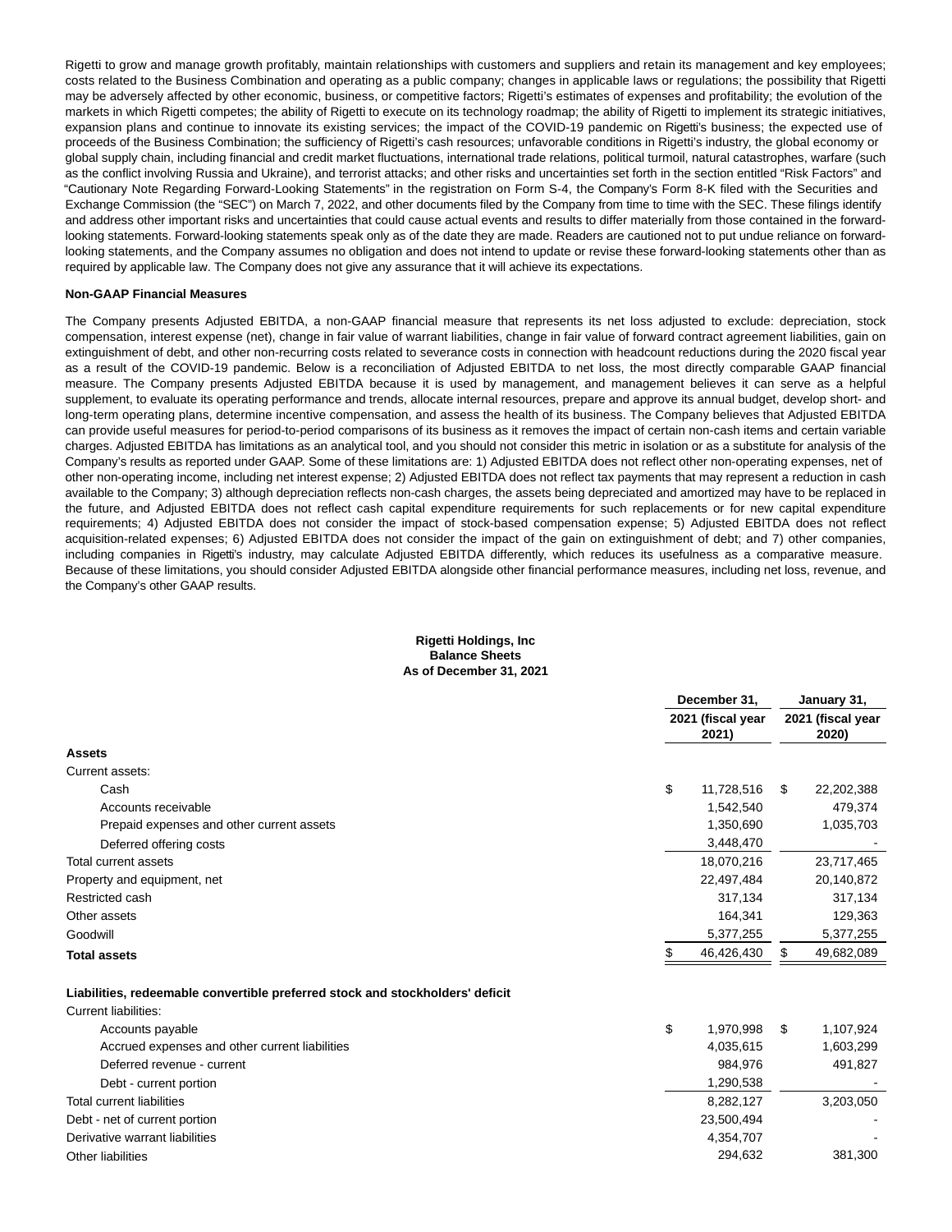Rigetti to grow and manage growth profitably, maintain relationships with customers and suppliers and retain its management and key employees; costs related to the Business Combination and operating as a public company; changes in applicable laws or regulations; the possibility that Rigetti may be adversely affected by other economic, business, or competitive factors; Rigetti's estimates of expenses and profitability; the evolution of the markets in which Rigetti competes; the ability of Rigetti to execute on its technology roadmap; the ability of Rigetti to implement its strategic initiatives, expansion plans and continue to innovate its existing services; the impact of the COVID-19 pandemic on Rigetti's business; the expected use of proceeds of the Business Combination; the sufficiency of Rigetti's cash resources; unfavorable conditions in Rigetti's industry, the global economy or global supply chain, including financial and credit market fluctuations, international trade relations, political turmoil, natural catastrophes, warfare (such as the conflict involving Russia and Ukraine), and terrorist attacks; and other risks and uncertainties set forth in the section entitled "Risk Factors" and "Cautionary Note Regarding Forward-Looking Statements" in the registration on Form S-4, the Company's Form 8-K filed with the Securities and Exchange Commission (the "SEC") on March 7, 2022, and other documents filed by the Company from time to time with the SEC. These filings identify and address other important risks and uncertainties that could cause actual events and results to differ materially from those contained in the forward-looking statements. Forward-looking statements speak only as of the date they are made. Readers are cautioned not to put undue reliance on forward-looking statements, and the Company assumes no obligation and does not intend to update or revise these forward-looking statements other than as required by applicable law. The Company does not give any assurance that it will achieve its expectations.

**Non-GAAP Financial Measures**

The Company presents Adjusted EBITDA, a non-GAAP financial measure that represents its net loss adjusted to exclude: depreciation, stock compensation, interest expense (net), change in fair value of warrant liabilities, change in fair value of forward contract agreement liabilities, gain on extinguishment of debt, and other non-recurring costs related to severance costs in connection with headcount reductions during the 2020 fiscal year as a result of the COVID-19 pandemic. Below is a reconciliation of Adjusted EBITDA to net loss, the most directly comparable GAAP financial measure. The Company presents Adjusted EBITDA because it is used by management, and management believes it can serve as a helpful supplement, to evaluate its operating performance and trends, allocate internal resources, prepare and approve its annual budget, develop short- and long-term operating plans, determine incentive compensation, and assess the health of its business. The Company believes that Adjusted EBITDA can provide useful measures for period-to-period comparisons of its business as it removes the impact of certain non-cash items and certain variable charges. Adjusted EBITDA has limitations as an analytical tool, and you should not consider this metric in isolation or as a substitute for analysis of the Company's results as reported under GAAP. Some of these limitations are: 1) Adjusted EBITDA does not reflect other non-operating expenses, net of other non-operating income, including net interest expense; 2) Adjusted EBITDA does not reflect tax payments that may represent a reduction in cash available to the Company; 3) although depreciation reflects non-cash charges, the assets being depreciated and amortized may have to be replaced in the future, and Adjusted EBITDA does not reflect cash capital expenditure requirements for such replacements or for new capital expenditure requirements; 4) Adjusted EBITDA does not consider the impact of stock-based compensation expense; 5) Adjusted EBITDA does not reflect acquisition-related expenses; 6) Adjusted EBITDA does not consider the impact of the gain on extinguishment of debt; and 7) other companies, including companies in Rigetti's industry, may calculate Adjusted EBITDA differently, which reduces its usefulness as a comparative measure. Because of these limitations, you should consider Adjusted EBITDA alongside other financial performance measures, including net loss, revenue, and the Company's other GAAP results.

**Rigetti Holdings, Inc**
**Balance Sheets**
**As of December 31, 2021**

| | December 31, 2021 (fiscal year 2021) | January 31, 2021 (fiscal year 2020) |
|---|---|---|
| **Assets** | | |
| Current assets: | | |
| Cash | $ 11,728,516 | $ 22,202,388 |
| Accounts receivable | 1,542,540 | 479,374 |
| Prepaid expenses and other current assets | 1,350,690 | 1,035,703 |
| Deferred offering costs | 3,448,470 | - |
| Total current assets | 18,070,216 | 23,717,465 |
| Property and equipment, net | 22,497,484 | 20,140,872 |
| Restricted cash | 317,134 | 317,134 |
| Other assets | 164,341 | 129,363 |
| Goodwill | 5,377,255 | 5,377,255 |
| **Total assets** | $ 46,426,430 | $ 49,682,089 |
| **Liabilities, redeemable convertible preferred stock and stockholders' deficit** | | |
| Current liabilities: | | |
| Accounts payable | $ 1,970,998 | $ 1,107,924 |
| Accrued expenses and other current liabilities | 4,035,615 | 1,603,299 |
| Deferred revenue - current | 984,976 | 491,827 |
| Debt - current portion | 1,290,538 | - |
| Total current liabilities | 8,282,127 | 3,203,050 |
| Debt - net of current portion | 23,500,494 | - |
| Derivative warrant liabilities | 4,354,707 | - |
| Other liabilities | 294,632 | 381,300 |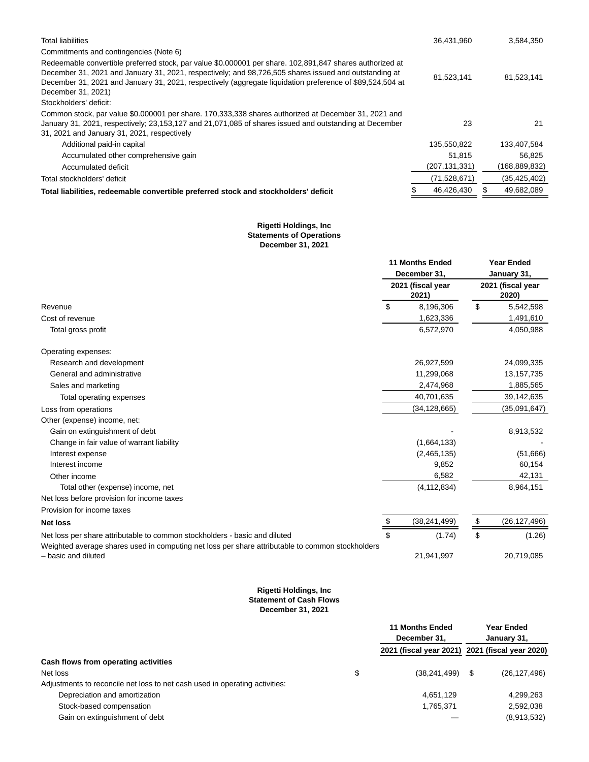| | | |
|---|---|---|
| Total liabilities | 36,431,960 | 3,584,350 |
| Commitments and contingencies (Note 6) | | |
| Redeemable convertible preferred stock, par value $0.000001 per share. 102,891,847 shares authorized at December 31, 2021 and January 31, 2021, respectively; and 98,726,505 shares issued and outstanding at December 31, 2021 and January 31, 2021, respectively (aggregate liquidation preference of $89,524,504 at December 31, 2021) | 81,523,141 | 81,523,141 |
| Stockholders' deficit: | | |
| Common stock, par value $0.000001 per share. 170,333,338 shares authorized at December 31, 2021 and January 31, 2021, respectively; 23,153,127 and 21,071,085 of shares issued and outstanding at December 31, 2021 and January 31, 2021, respectively | 23 | 21 |
| Additional paid-in capital | 135,550,822 | 133,407,584 |
| Accumulated other comprehensive gain | 51,815 | 56,825 |
| Accumulated deficit | (207,131,331) | (168,889,832) |
| Total stockholders' deficit | (71,528,671) | (35,425,402) |
| **Total liabilities, redeemable convertible preferred stock and stockholders' deficit** | $ 46,426,430 | $ 49,682,089 |

**Rigetti Holdings, Inc**
**Statements of Operations**
**December 31, 2021**

| | 11 Months Ended December 31, 2021 (fiscal year 2021) | Year Ended January 31, 2021 (fiscal year 2020) |
|---|---|---|
| Revenue | $ 8,196,306 | $ 5,542,598 |
| Cost of revenue | 1,623,336 | 1,491,610 |
| Total gross profit | 6,572,970 | 4,050,988 |
| | | |
| Operating expenses: | | |
| Research and development | 26,927,599 | 24,099,335 |
| General and administrative | 11,299,068 | 13,157,735 |
| Sales and marketing | 2,474,968 | 1,885,565 |
| Total operating expenses | 40,701,635 | 39,142,635 |
| Loss from operations | (34,128,665) | (35,091,647) |
| Other (expense) income, net: | | |
| Gain on extinguishment of debt | - | 8,913,532 |
| Change in fair value of warrant liability | (1,664,133) | - |
| Interest expense | (2,465,135) | (51,666) |
| Interest income | 9,852 | 60,154 |
| Other income | 6,582 | 42,131 |
| Total other (expense) income, net | (4,112,834) | 8,964,151 |
| Net loss before provision for income taxes | | |
| Provision for income taxes | | |
| **Net loss** | $ (38,241,499) | $ (26,127,496) |
| Net loss per share attributable to common stockholders - basic and diluted | $ (1.74) | $ (1.26) |
| Weighted average shares used in computing net loss per share attributable to common stockholders – basic and diluted | 21,941,997 | 20,719,085 |

**Rigetti Holdings, Inc**
**Statement of Cash Flows**
**December 31, 2021**

| | 11 Months Ended December 31, 2021 (fiscal year 2021) | Year Ended January 31, 2021 (fiscal year 2020) |
|---|---|---|
| **Cash flows from operating activities** | | |
| Net loss | $ (38,241,499) | $ (26,127,496) |
| Adjustments to reconcile net loss to net cash used in operating activities: | | |
| Depreciation and amortization | 4,651,129 | 4,299,263 |
| Stock-based compensation | 1,765,371 | 2,592,038 |
| Gain on extinguishment of debt | — | (8,913,532) |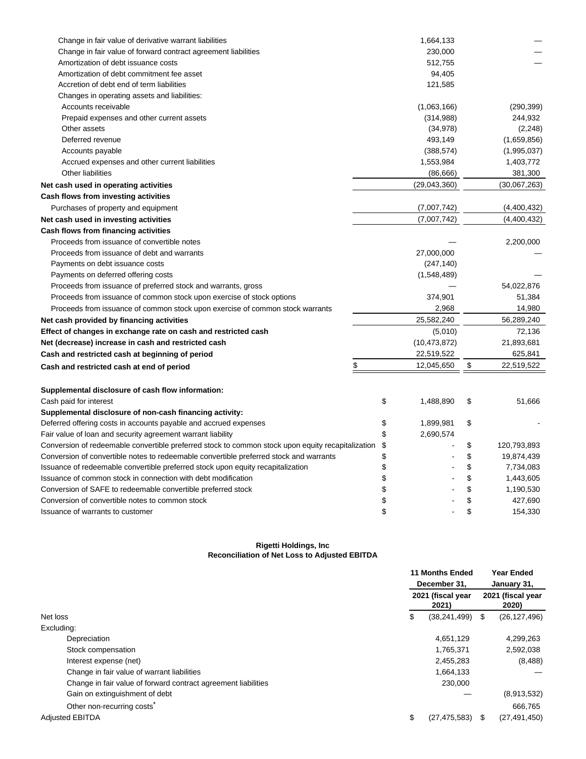| | | |
|---|---|---|
| Change in fair value of derivative warrant liabilities | 1,664,133 | — |
| Change in fair value of forward contract agreement liabilities | 230,000 | — |
| Amortization of debt issuance costs | 512,755 | — |
| Amortization of debt commitment fee asset | 94,405 | |
| Accretion of debt end of term liabilities | 121,585 | |
| Changes in operating assets and liabilities: | | |
| Accounts receivable | (1,063,166) | (290,399) |
| Prepaid expenses and other current assets | (314,988) | 244,932 |
| Other assets | (34,978) | (2,248) |
| Deferred revenue | 493,149 | (1,659,856) |
| Accounts payable | (388,574) | (1,995,037) |
| Accrued expenses and other current liabilities | 1,553,984 | 1,403,772 |
| Other liabilities | (86,666) | 381,300 |
| **Net cash used in operating activities** | (29,043,360) | (30,067,263) |
| **Cash flows from investing activities** | | |
| Purchases of property and equipment | (7,007,742) | (4,400,432) |
| **Net cash used in investing activities** | (7,007,742) | (4,400,432) |
| **Cash flows from financing activities** | | |
| Proceeds from issuance of convertible notes | — | 2,200,000 |
| Proceeds from issuance of debt and warrants | 27,000,000 | — |
| Payments on debt issuance costs | (247,140) | |
| Payments on deferred offering costs | (1,548,489) | — |
| Proceeds from issuance of preferred stock and warrants, gross | — | 54,022,876 |
| Proceeds from issuance of common stock upon exercise of stock options | 374,901 | 51,384 |
| Proceeds from issuance of common stock upon exercise of common stock warrants | 2,968 | 14,980 |
| **Net cash provided by financing activities** | 25,582,240 | 56,289,240 |
| **Effect of changes in exchange rate on cash and restricted cash** | (5,010) | 72,136 |
| **Net (decrease) increase in cash and restricted cash** | (10,473,872) | 21,893,681 |
| **Cash and restricted cash at beginning of period** | 22,519,522 | 625,841 |
| **Cash and restricted cash at end of period** | $ 12,045,650 | $ 22,519,522 |

| | | |
|---|---|---|
| **Supplemental disclosure of cash flow information:** | | |
| Cash paid for interest | $ 1,488,890 | $ 51,666 |
| **Supplemental disclosure of non-cash financing activity:** | | |
| Deferred offering costs in accounts payable and accrued expenses | $ 1,899,981 | $ - |
| Fair value of loan and security agreement warrant liability | $ 2,690,574 | |
| Conversion of redeemable convertible preferred stock to common stock upon equity recapitalization | $ - | $ 120,793,893 |
| Conversion of convertible notes to redeemable convertible preferred stock and warrants | $ - | $ 19,874,439 |
| Issuance of redeemable convertible preferred stock upon equity recapitalization | $ - | $ 7,734,083 |
| Issuance of common stock in connection with debt modification | $ - | $ 1,443,605 |
| Conversion of SAFE to redeemable convertible preferred stock | $ - | $ 1,190,530 |
| Conversion of convertible notes to common stock | $ - | $ 427,690 |
| Issuance of warrants to customer | $ - | $ 154,330 |

**Rigetti Holdings, Inc**
**Reconciliation of Net Loss to Adjusted EBITDA**

| | 11 Months Ended December 31, 2021 (fiscal year 2021) | Year Ended January 31, 2021 (fiscal year 2020) |
|---|---|---|
| Net loss | $ (38,241,499) | $ (26,127,496) |
| Excluding: | | |
| Depreciation | 4,651,129 | 4,299,263 |
| Stock compensation | 1,765,371 | 2,592,038 |
| Interest expense (net) | 2,455,283 | (8,488) |
| Change in fair value of warrant liabilities | 1,664,133 | — |
| Change in fair value of forward contract agreement liabilities | 230,000 | |
| Gain on extinguishment of debt | — | (8,913,532) |
| Other non-recurring costs* | | 666,765 |
| Adjusted EBITDA | $ (27,475,583) | $ (27,491,450) |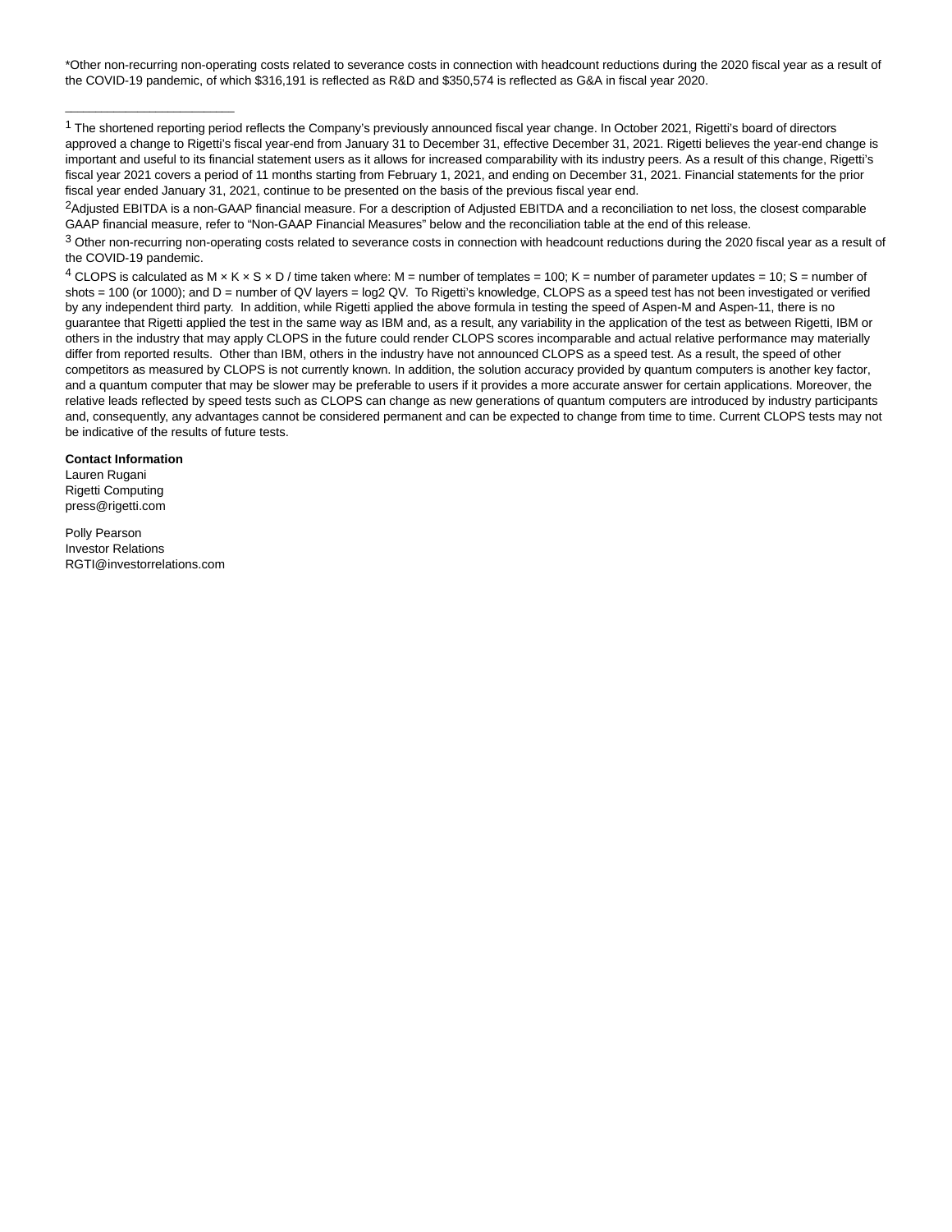*Other non-recurring non-operating costs related to severance costs in connection with headcount reductions during the 2020 fiscal year as a result of the COVID-19 pandemic, of which $316,191 is reflected as R&D and $350,574 is reflected as G&A in fiscal year 2020.

______________________

[1] The shortened reporting period reflects the Company's previously announced fiscal year change. In October 2021, Rigetti's board of directors approved a change to Rigetti's fiscal year-end from January 31 to December 31, effective December 31, 2021. Rigetti believes the year-end change is important and useful to its financial statement users as it allows for increased comparability with its industry peers. As a result of this change, Rigetti's fiscal year 2021 covers a period of 11 months starting from February 1, 2021, and ending on December 31, 2021. Financial statements for the prior fiscal year ended January 31, 2021, continue to be presented on the basis of the previous fiscal year end.

[2] Adjusted EBITDA is a non-GAAP financial measure. For a description of Adjusted EBITDA and a reconciliation to net loss, the closest comparable GAAP financial measure, refer to "Non-GAAP Financial Measures" below and the reconciliation table at the end of this release.

[3] Other non-recurring non-operating costs related to severance costs in connection with headcount reductions during the 2020 fiscal year as a result of the COVID-19 pandemic.

[4] CLOPS is calculated as $M \times K \times S \times D$ / time taken where: M = number of templates = 100; K = number of parameter updates = 10; S = number of shots = 100 (or 1000); and D = number of QV layers = $\log_2$ QV. To Rigetti's knowledge, CLOPS as a speed test has not been investigated or verified by any independent third party. In addition, while Rigetti applied the above formula in testing the speed of Aspen-M and Aspen-11, there is no guarantee that Rigetti applied the test in the same way as IBM and, as a result, any variability in the application of the test as between Rigetti, IBM or others in the industry that may apply CLOPS in the future could render CLOPS scores incomparable and actual relative performance may materially differ from reported results. Other than IBM, others in the industry have not announced CLOPS as a speed test. As a result, the speed of other competitors as measured by CLOPS is not currently known. In addition, the solution accuracy provided by quantum computers is another key factor, and a quantum computer that may be slower may be preferable to users if it provides a more accurate answer for certain applications. Moreover, the relative leads reflected by speed tests such as CLOPS can change as new generations of quantum computers are introduced by industry participants and, consequently, any advantages cannot be considered permanent and can be expected to change from time to time. Current CLOPS tests may not be indicative of the results of future tests.

**Contact Information**
Lauren Rugani
Rigetti Computing
press@rigetti.com

Polly Pearson
Investor Relations
RGTI@investorrelations.com